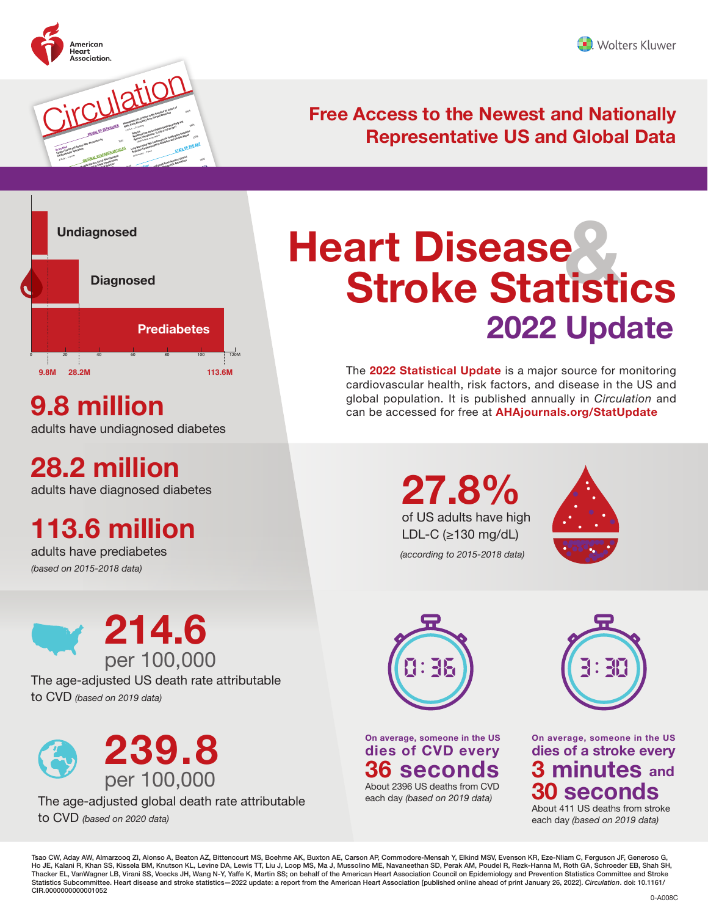American Heart Association.

Wolters Kluwer

Circulation

## Free Access to the Newest and Nationally Representative US and Global Data

# Heart Disease & Stroke Statistics

## 2022 Update

The **2022 Statistical Update** is a major source for monitoring cardiovascular health, risk factors, and disease in the US and global population. It is published annually in *Circulation* and can be accessed for free at **AHAjournals.org/StatUpdate**

Undiagnosed

Diagnosed

Prediabetes

0 20 40 60 80 100 120M

9.8M 28.2M 113.6M

**9.8 million**
adults have undiagnosed diabetes

**28.2 million**
adults have diagnosed diabetes

**113.6 million**
adults have prediabetes
*(based on 2015-2018 data)*

**27.8%**
of US adults have high LDL-C (≥130 mg/dL)
*(according to 2015-2018 data)*

**214.6**
per 100,000
The age-adjusted US death rate attributable to CVD *(based on 2019 data)*

**239.8**
per 100,000
The age-adjusted global death rate attributable to CVD *(based on 2020 data)*

0:36

On average, someone in the US dies of CVD every **36 seconds**
About 2396 US deaths from CVD each day *(based on 2019 data)*

3:30

On average, someone in the US dies of a stroke every **3 minutes and 30 seconds**
About 411 US deaths from stroke each day *(based on 2019 data)*

Tsao CW, Aday AW, Almarzooq ZI, Alonso A, Beaton AZ, Bittencourt MS, Boehme AK, Buxton AE, Carson AP, Commodore-Mensah Y, Elkind MSV, Evenson KR, Eze-Nliam C, Ferguson JF, Generoso G, Ho JE, Kalani R, Khan SS, Kissela BM, Knutson KL, Levine DA, Lewis TT, Liu J, Loop MS, Ma J, Mussolino ME, Navaneethan SD, Perak AM, Poudel R, Rezk-Hanna M, Roth GA, Schroeder EB, Shah SH, Thacker EL, VanWagner LB, Virani SS, Voecks JH, Wang N-Y, Yaffe K, Martin SS; on behalf of the American Heart Association Council on Epidemiology and Prevention Statistics Committee and Stroke Statistics Subcommittee. Heart disease and stroke statistics—2022 update: a report from the American Heart Association [published online ahead of print January 26, 2022]. *Circulation*. doi: 10.1161/CIR.0000000000001052

0-A008C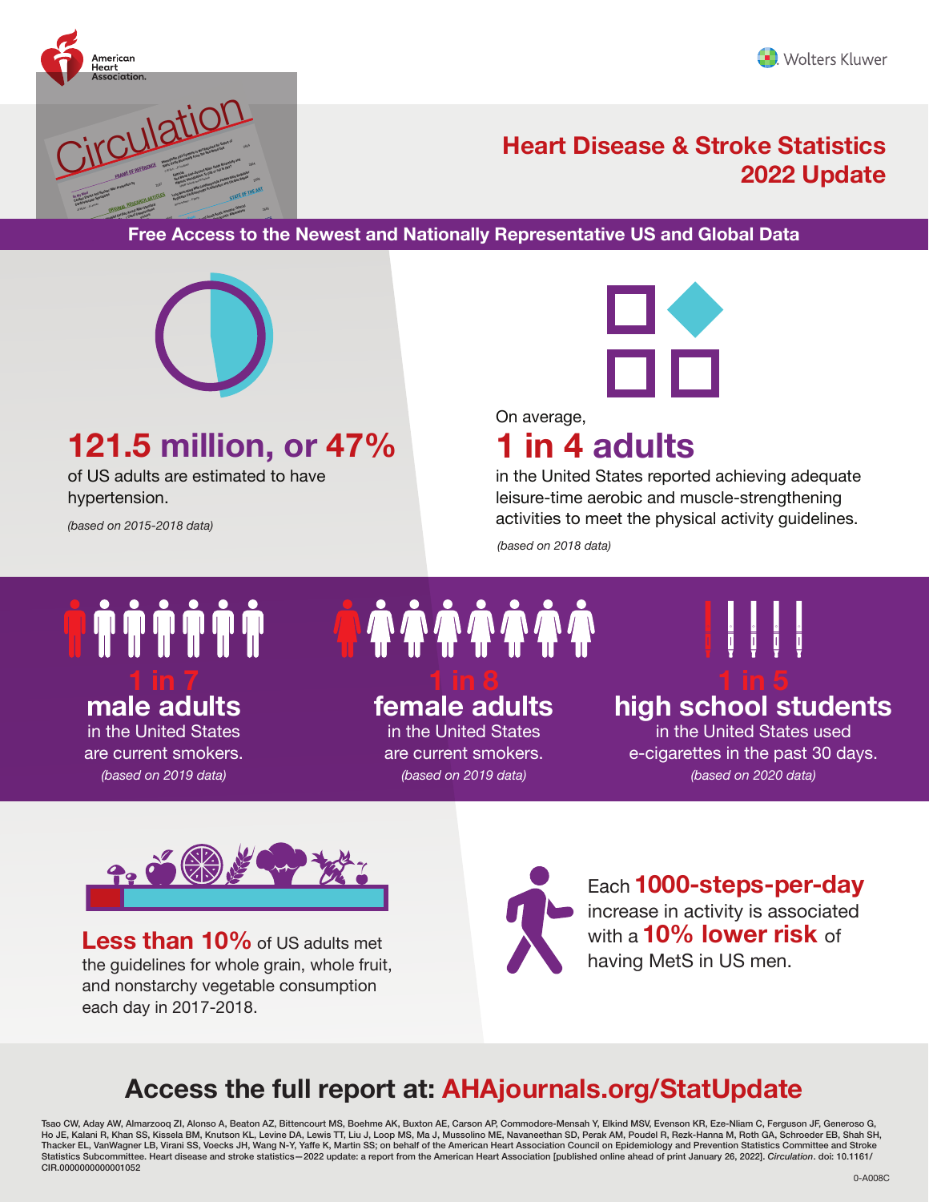American Heart Association.

Wolters Kluwer

Circulation

# Heart Disease & Stroke Statistics 2022 Update

**Free Access to the Newest and Nationally Representative US and Global Data**

**121.5 million, or 47%**

of US adults are estimated to have hypertension.

*(based on 2015-2018 data)*

On average,

**1 in 4 adults**

in the United States reported achieving adequate leisure-time aerobic and muscle-strengthening activities to meet the physical activity guidelines.

*(based on 2018 data)*

**1 in 7**
**male adults**
in the United States are current smokers.
*(based on 2019 data)*

**1 in 8**
**female adults**
in the United States are current smokers.
*(based on 2019 data)*

**1 in 5**
**high school students**
in the United States used e-cigarettes in the past 30 days.
*(based on 2020 data)*

**Less than 10%** of US adults met the guidelines for whole grain, whole fruit, and nonstarchy vegetable consumption each day in 2017-2018.

Each **1000-steps-per-day** increase in activity is associated with a **10% lower risk** of having MetS in US men.

## Access the full report at: AHAjournals.org/StatUpdate

Tsao CW, Aday AW, Almarzooq ZI, Alonso A, Beaton AZ, Bittencourt MS, Boehme AK, Buxton AE, Carson AP, Commodore-Mensah Y, Elkind MSV, Evenson KR, Eze-Nliam C, Ferguson JF, Generoso G, Ho JE, Kalani R, Khan SS, Kissela BM, Knutson KL, Levine DA, Lewis TT, Liu J, Loop MS, Ma J, Mussolino ME, Navaneethan SD, Perak AM, Poudel R, Rezk-Hanna M, Roth GA, Schroeder EB, Shah SH, Thacker EL, VanWagner LB, Virani SS, Voecks JH, Wang N-Y, Yaffe K, Martin SS; on behalf of the American Heart Association Council on Epidemiology and Prevention Statistics Committee and Stroke Statistics Subcommittee. Heart disease and stroke statistics—2022 update: a report from the American Heart Association [published online ahead of print January 26, 2022]. *Circulation*. doi: 10.1161/CIR.0000000000001052

0-A008C